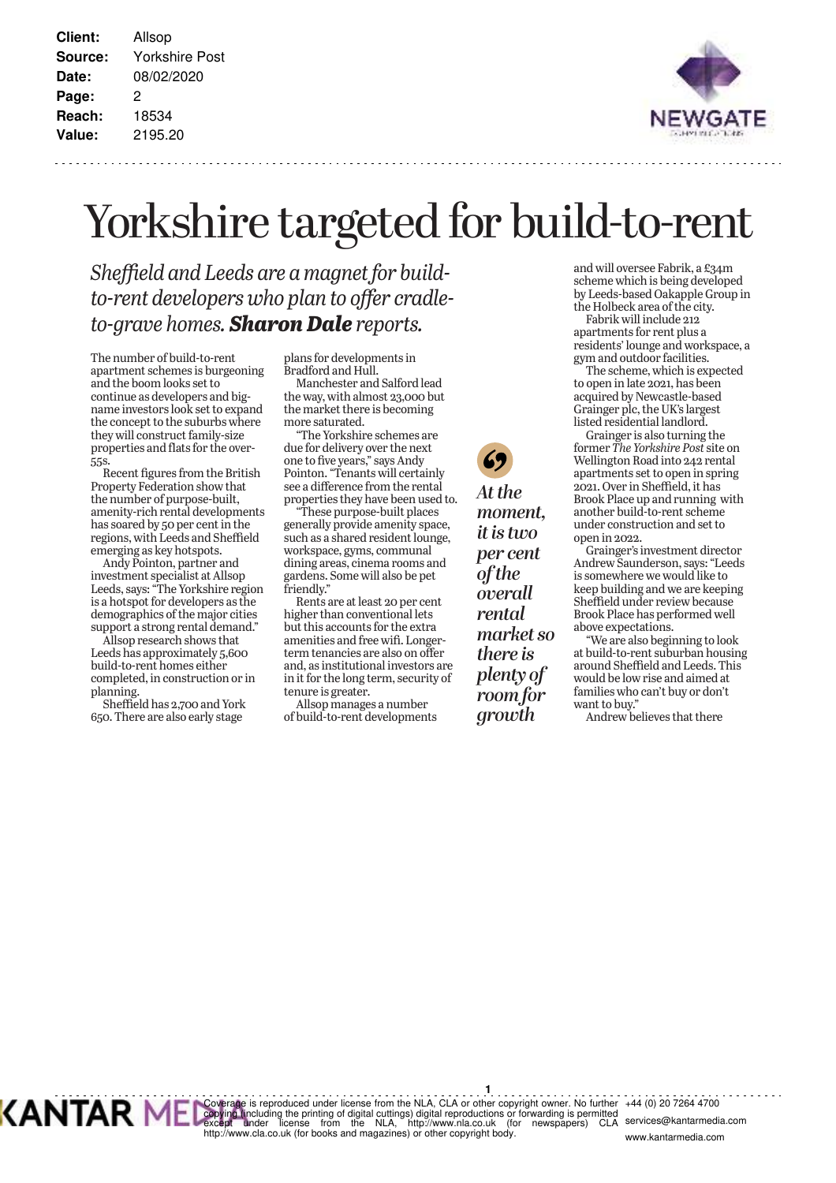Client: Allsop
Source: Yorkshire Post
Date: 08/02/2020
Page: 2
Reach: 18534
Value: 2195.20

# Yorkshire targeted for build-to-rent

*Sheffield and Leeds are a magnet for build-to-rent developers who plan to offer cradle-to-grave homes.* ***Sharon Dale*** *reports.*

The number of build-to-rent apartment schemes is burgeoning and the boom looks set to continue as developers and big-name investors look set to expand the concept to the suburbs where they will construct family-size properties and flats for the over-55s.

Recent figures from the British Property Federation show that the number of purpose-built, amenity-rich rental developments has soared by 50 per cent in the regions, with Leeds and Sheffield emerging as key hotspots.

Andy Pointon, partner and investment specialist at Allsop Leeds, says: "The Yorkshire region is a hotspot for developers as the demographics of the major cities support a strong rental demand."

Allsop research shows that Leeds has approximately 5,600 build-to-rent homes either completed, in construction or in planning.

Sheffield has 2,700 and York 650. There are also early stage plans for developments in Bradford and Hull.

Manchester and Salford lead the way, with almost 23,000 but the market there is becoming more saturated.

"The Yorkshire schemes are due for delivery over the next one to five years," says Andy Pointon. "Tenants will certainly see a difference from the rental properties they have been used to.

"These purpose-built places generally provide amenity space, such as a shared resident lounge, workspace, gyms, communal dining areas, cinema rooms and gardens. Some will also be pet friendly."

Rents are at least 20 per cent higher than conventional lets but this accounts for the extra amenities and free wifi. Longer-term tenancies are also on offer and, as institutional investors are in it for the long term, security of tenure is greater.

Allsop manages a number of build-to-rent developments and will oversee Fabrik, a £34m scheme which is being developed by Leeds-based Oakapple Group in the Holbeck area of the city.

> ***At the moment, it is two per cent of the overall rental market so there is plenty of room for growth***

Fabrik will include 212 apartments for rent plus a residents' lounge and workspace, a gym and outdoor facilities.

The scheme, which is expected to open in late 2021, has been acquired by Newcastle-based Grainger plc, the UK's largest listed residential landlord.

Grainger is also turning the former *The Yorkshire Post* site on Wellington Road into 242 rental apartments set to open in spring 2021. Over in Sheffield, it has Brook Place up and running with another build-to-rent scheme under construction and set to open in 2022.

Grainger's investment director Andrew Saunderson, says: "Leeds is somewhere where we would like to keep building and we are keeping Sheffield under review because Brook Place has performed well above expectations.

"We are also beginning to look at build-to-rent suburban housing around Sheffield and Leeds. This would be low rise and aimed at families who can't buy or don't want to buy."

Andrew believes that there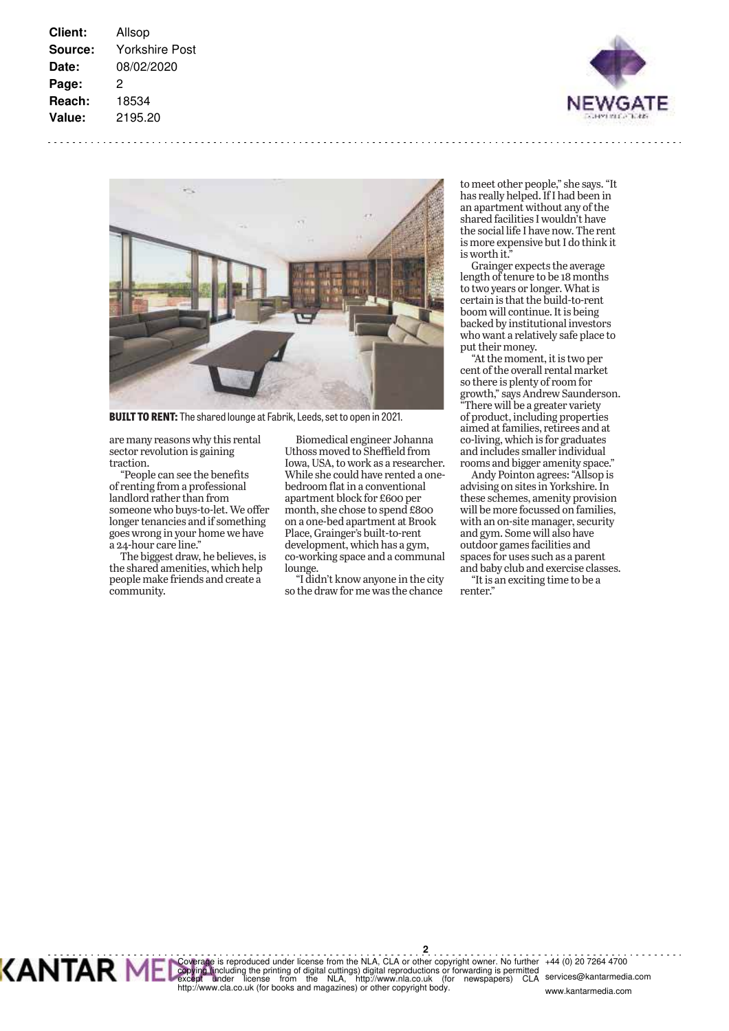Client: Allsop
Source: Yorkshire Post
Date: 08/02/2020
Page: 2
Reach: 18534
Value: 2195.20

**BUILT TO RENT:** The shared lounge at Fabrik, Leeds, set to open in 2021.

are many reasons why this rental sector revolution is gaining traction.

"People can see the benefits of renting from a professional landlord rather than from someone who buys-to-let. We offer longer tenancies and if something goes wrong in your home we have a 24-hour care line."

The biggest draw, he believes, is the shared amenities, which help people make friends and create a community.

Biomedical engineer Johanna Uthoss moved to Sheffield from Iowa, USA, to work as a researcher. While she could have rented a one-bedroom flat in a conventional apartment block for £600 per month, she chose to spend £800 on a one-bed apartment at Brook Place, Grainger's built-to-rent development, which has a gym, co-working space and a communal lounge.

"I didn't know anyone in the city so the draw for me was the chance to meet other people," she says. "It has really helped. If I had been in an apartment without any of the shared facilities I wouldn't have the social life I have now. The rent is more expensive but I do think it is worth it."

Grainger expects the average length of tenure to be 18 months to two years or longer. What is certain is that the build-to-rent boom will continue. It is being backed by institutional investors who want a relatively safe place to put their money.

"At the moment, it is two per cent of the overall rental market so there is plenty of room for growth," says Andrew Saunderson. "There will be a greater variety of product, including properties aimed at families, retirees and at co-living, which is for graduates and includes smaller individual rooms and bigger amenity space."

Andy Pointon agrees: "Allsop is advising on sites in Yorkshire. In these schemes, amenity provision will be more focussed on families, with an on-site manager, security and gym. Some will also have outdoor games facilities and spaces for uses such as a parent and baby club and exercise classes.

"It is an exciting time to be a renter."